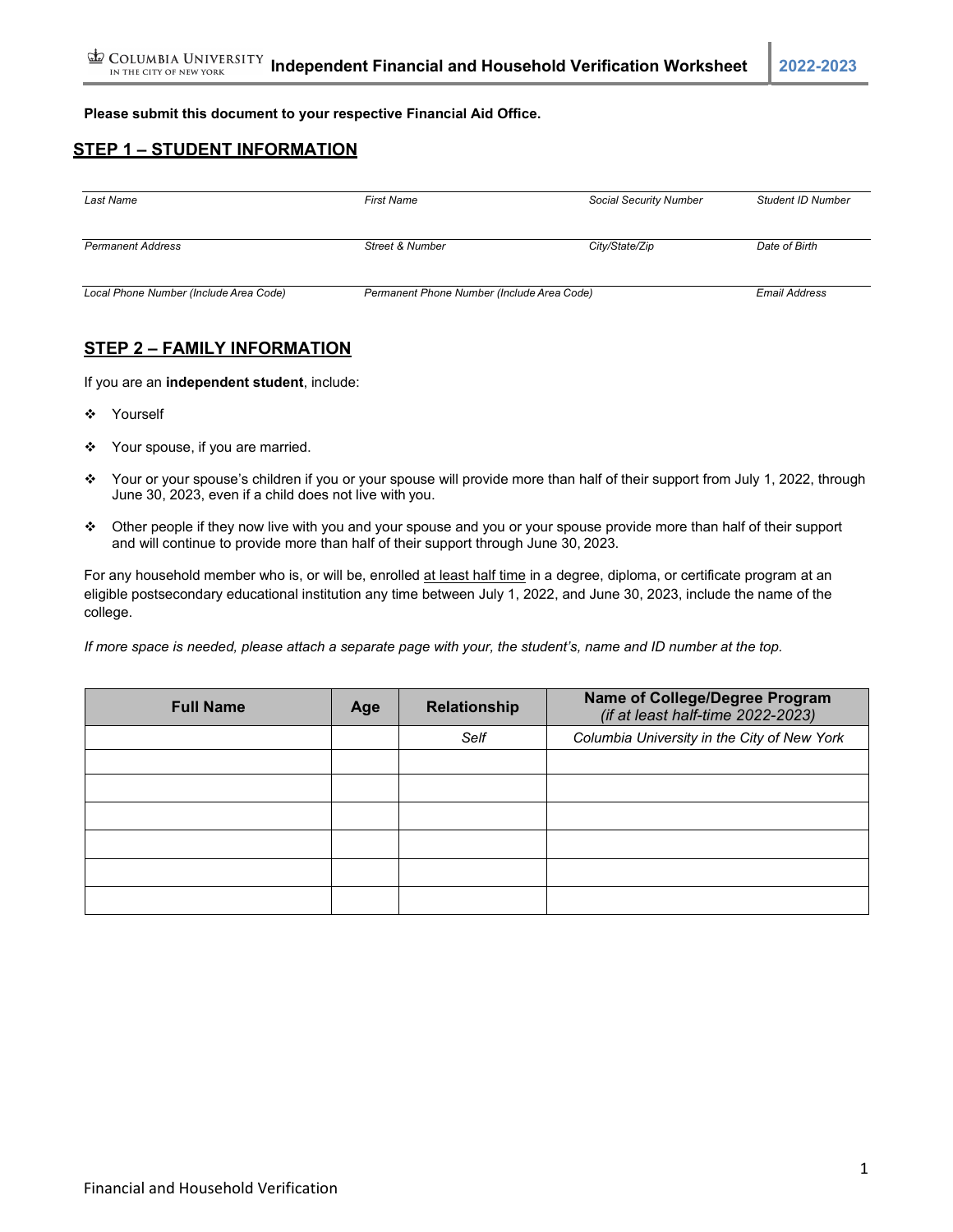# Independent Financial and Household Verification Worksheet 2022-2023

**Please submit this document to your respective Financial Aid Office.**

## STEP 1 – STUDENT INFORMATION

| *Last Name* | *First Name* | *Social Security Number* | *Student ID Number* |
|---|---|---|---|
| | | | |
| *Permanent Address* | *Street & Number* | *City/State/Zip* | *Date of Birth* |
| | | | |
| *Local Phone Number (Include Area Code)* | *Permanent Phone Number (Include Area Code)* | | *Email Address* |

## STEP 2 – FAMILY INFORMATION

If you are an **independent student**, include:

- Yourself
- Your spouse, if you are married.
- Your or your spouse's children if you or your spouse will provide more than half of their support from July 1, 2022, through June 30, 2023, even if a child does not live with you.
- Other people if they now live with you and your spouse and you or your spouse provide more than half of their support and will continue to provide more than half of their support through June 30, 2023.

For any household member who is, or will be, enrolled at least half time in a degree, diploma, or certificate program at an eligible postsecondary educational institution any time between July 1, 2022, and June 30, 2023, include the name of the college.

*If more space is needed, please attach a separate page with your, the student's, name and ID number at the top.*

| Full Name | Age | Relationship | Name of College/Degree Program *(if at least half-time 2022-2023)* |
|---|---|---|---|
| | | *Self* | *Columbia University in the City of New York* |
| | | | |
| | | | |
| | | | |
| | | | |
| | | | |
| | | | |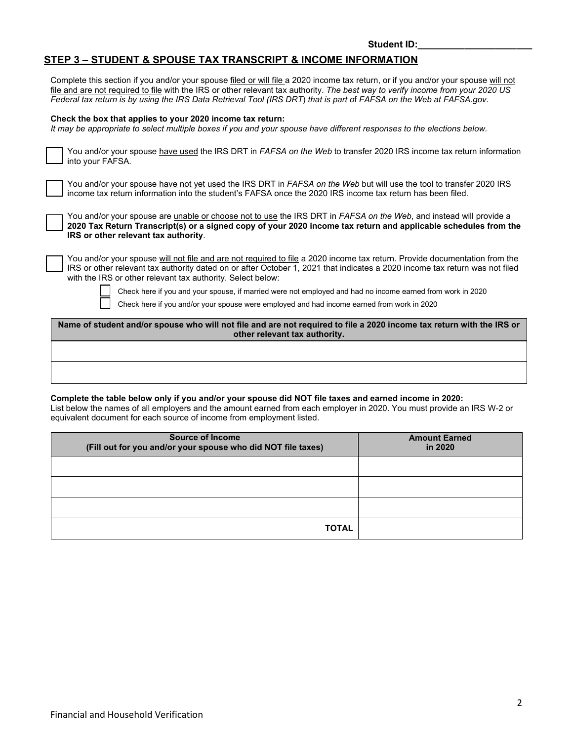**Student ID:______________________**

## STEP 3 – STUDENT & SPOUSE TAX TRANSCRIPT & INCOME INFORMATION

Complete this section if you and/or your spouse filed or will file a 2020 income tax return, or if you and/or your spouse will not file and are not required to file with the IRS or other relevant tax authority. *The best way to verify income from your 2020 US Federal tax return is by using the IRS Data Retrieval Tool (IRS DRT) that is part of FAFSA on the Web at FAFSA.gov.*

**Check the box that applies to your 2020 income tax return:**

*It may be appropriate to select multiple boxes if you and your spouse have different responses to the elections below.*

☐ You and/or your spouse have used the IRS DRT in *FAFSA on the Web* to transfer 2020 IRS income tax return information into your FAFSA.

☐ You and/or your spouse have not yet used the IRS DRT in *FAFSA on the Web* but will use the tool to transfer 2020 IRS income tax return information into the student's FAFSA once the 2020 IRS income tax return has been filed.

☐ You and/or your spouse are unable or choose not to use the IRS DRT in *FAFSA on the Web*, and instead will provide a **2020 Tax Return Transcript(s) or a signed copy of your 2020 income tax return and applicable schedules from the IRS or other relevant tax authority**.

☐ You and/or your spouse will not file and are not required to file a 2020 income tax return. Provide documentation from the IRS or other relevant tax authority dated on or after October 1, 2021 that indicates a 2020 income tax return was not filed with the IRS or other relevant tax authority. Select below:

- ☐ Check here if you and your spouse, if married were not employed and had no income earned from work in 2020
- ☐ Check here if you and/or your spouse were employed and had income earned from work in 2020

| Name of student and/or spouse who will not file and are not required to file a 2020 income tax return with the IRS or other relevant tax authority. |
| --- |
| |
| |

**Complete the table below only if you and/or your spouse did NOT file taxes and earned income in 2020:**

List below the names of all employers and the amount earned from each employer in 2020. You must provide an IRS W-2 or equivalent document for each source of income from employment listed.

| Source of Income (Fill out for you and/or your spouse who did NOT file taxes) | Amount Earned in 2020 |
| --- | --- |
| | |
| | |
| | |
| **TOTAL** | |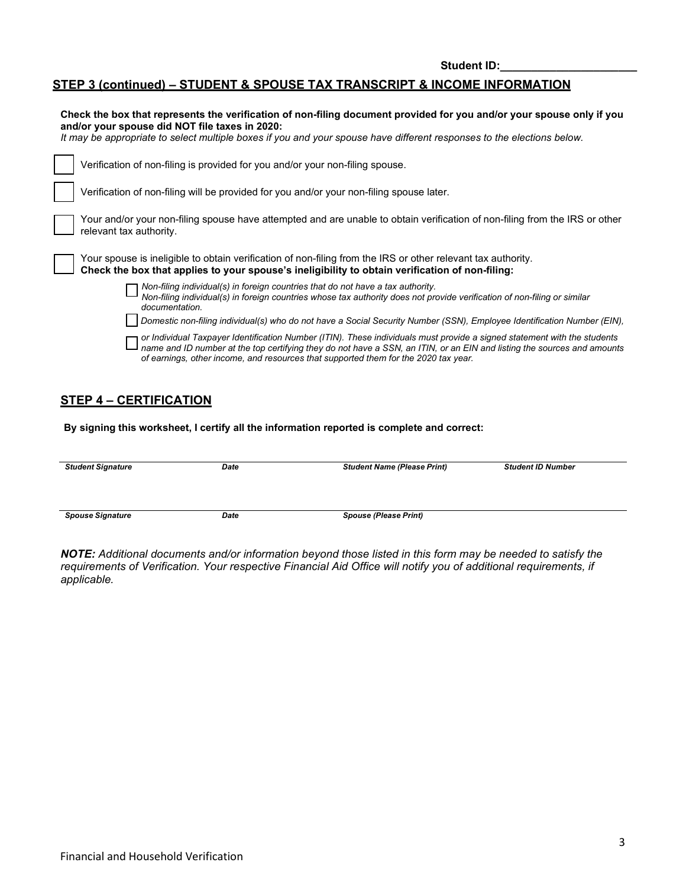Student ID:______________________

## STEP 3 (continued) – STUDENT & SPOUSE TAX TRANSCRIPT & INCOME INFORMATION

**Check the box that represents the verification of non-filing document provided for you and/or your spouse only if you and/or your spouse did NOT file taxes in 2020:**

*It may be appropriate to select multiple boxes if you and your spouse have different responses to the elections below.*

☐ Verification of non-filing is provided for you and/or your non-filing spouse.

☐ Verification of non-filing will be provided for you and/or your non-filing spouse later.

☐ Your and/or your non-filing spouse have attempted and are unable to obtain verification of non-filing from the IRS or other relevant tax authority.

☐ Your spouse is ineligible to obtain verification of non-filing from the IRS or other relevant tax authority.
**Check the box that applies to your spouse's ineligibility to obtain verification of non-filing:**

- ☐ *Non-filing individual(s) in foreign countries that do not have a tax authority.*
  *Non-filing individual(s) in foreign countries whose tax authority does not provide verification of non-filing or similar documentation.*
- ☐ *Domestic non-filing individual(s) who do not have a Social Security Number (SSN), Employee Identification Number (EIN),*
- ☐ *or Individual Taxpayer Identification Number (ITIN). These individuals must provide a signed statement with the students name and ID number at the top certifying they do not have a SSN, an ITIN, or an EIN and listing the sources and amounts of earnings, other income, and resources that supported them for the 2020 tax year.*

## STEP 4 – CERTIFICATION

**By signing this worksheet, I certify all the information reported is complete and correct:**

| | | | |
|---|---|---|---|
| ***Student Signature*** | ***Date*** | ***Student Name (Please Print)*** | ***Student ID Number*** |
| ***Spouse Signature*** | ***Date*** | ***Spouse (Please Print)*** | |

***NOTE:*** *Additional documents and/or information beyond those listed in this form may be needed to satisfy the requirements of Verification. Your respective Financial Aid Office will notify you of additional requirements, if applicable.*